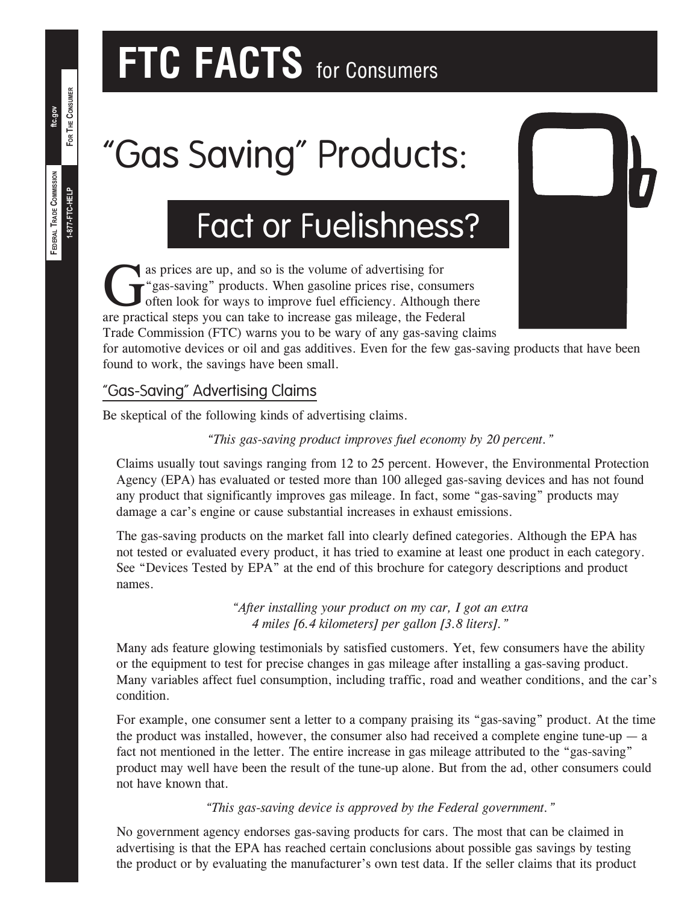# FTC FACTS for Consumers

# "Gas Saving" Products:

## Fact or Fuelishness?

Gas prices are up, and so is the volume of advertising for "gas-saving" products. When gasoline prices rise, consumers often look for ways to improve fuel efficiency. Although there are practical steps you can take to increase gas mileage, the Federal Trade Commission (FTC) warns you to be wary of any gas-saving claims for automotive devices or oil and gas additives. Even for the few gas-saving products that have been found to work, the savings have been small.

### "Gas-Saving" Advertising Claims

Be skeptical of the following kinds of advertising claims.

*"This gas-saving product improves fuel economy by 20 percent."*

Claims usually tout savings ranging from 12 to 25 percent. However, the Environmental Protection Agency (EPA) has evaluated or tested more than 100 alleged gas-saving devices and has not found any product that significantly improves gas mileage. In fact, some "gas-saving" products may damage a car's engine or cause substantial increases in exhaust emissions.

The gas-saving products on the market fall into clearly defined categories. Although the EPA has not tested or evaluated every product, it has tried to examine at least one product in each category. See "Devices Tested by EPA" at the end of this brochure for category descriptions and product names.

*"After installing your product on my car, I got an extra 4 miles [6.4 kilometers] per gallon [3.8 liters]."*

Many ads feature glowing testimonials by satisfied customers. Yet, few consumers have the ability or the equipment to test for precise changes in gas mileage after installing a gas-saving product. Many variables affect fuel consumption, including traffic, road and weather conditions, and the car's condition.

For example, one consumer sent a letter to a company praising its "gas-saving" product. At the time the product was installed, however, the consumer also had received a complete engine tune-up — a fact not mentioned in the letter. The entire increase in gas mileage attributed to the "gas-saving" product may well have been the result of the tune-up alone. But from the ad, other consumers could not have known that.

*"This gas-saving device is approved by the Federal government."*

No government agency endorses gas-saving products for cars. The most that can be claimed in advertising is that the EPA has reached certain conclusions about possible gas savings by testing the product or by evaluating the manufacturer's own test data. If the seller claims that its product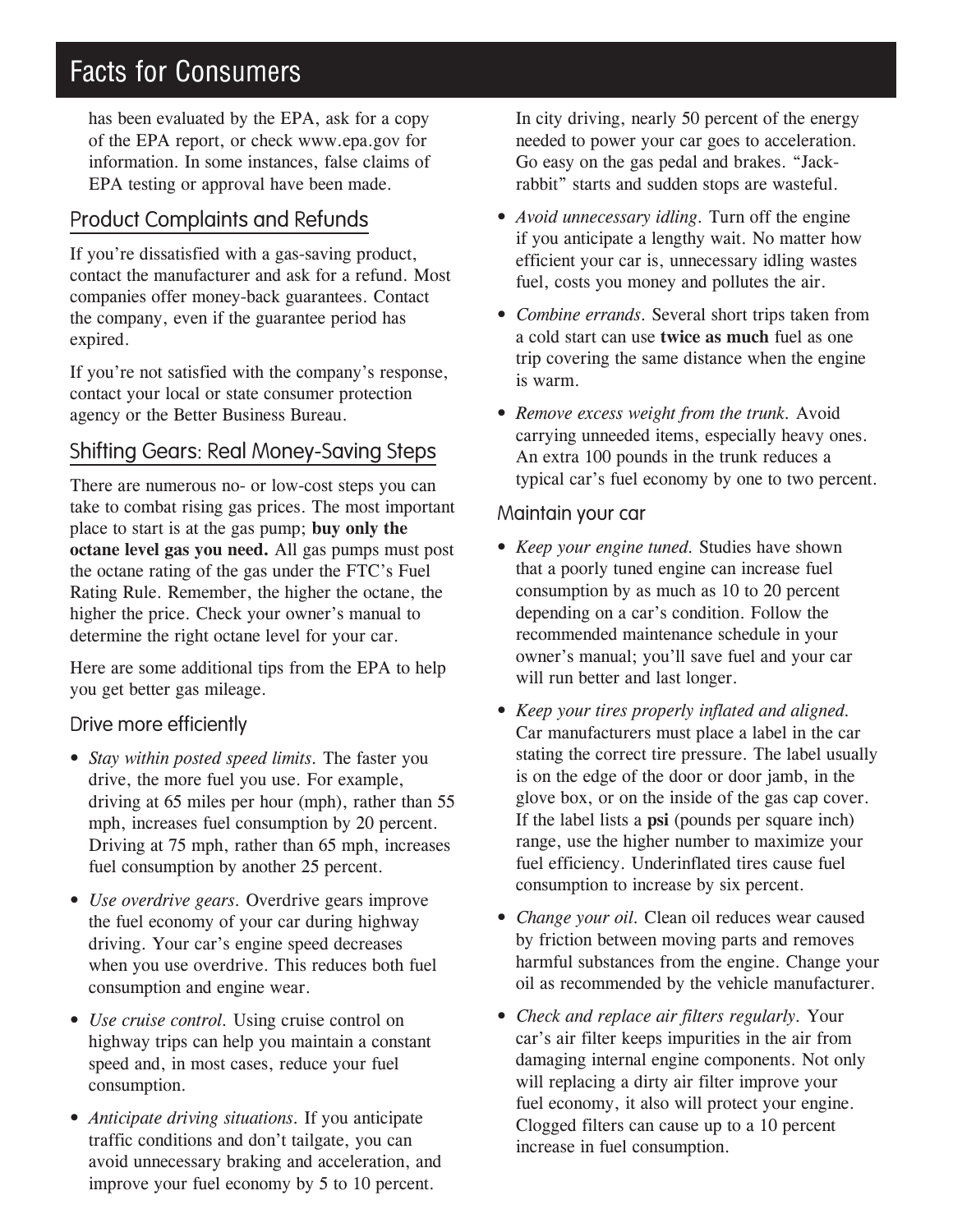has been evaluated by the EPA, ask for a copy of the EPA report, or check www.epa.gov for information. In some instances, false claims of EPA testing or approval have been made.

## Product Complaints and Refunds

If you're dissatisfied with a gas-saving product, contact the manufacturer and ask for a refund. Most companies offer money-back guarantees. Contact the company, even if the guarantee period has expired.

If you're not satisfied with the company's response, contact your local or state consumer protection agency or the Better Business Bureau.

## Shifting Gears: Real Money-Saving Steps

There are numerous no- or low-cost steps you can take to combat rising gas prices. The most important place to start is at the gas pump; **buy only the octane level gas you need.** All gas pumps must post the octane rating of the gas under the FTC's Fuel Rating Rule. Remember, the higher the octane, the higher the price. Check your owner's manual to determine the right octane level for your car.

Here are some additional tips from the EPA to help you get better gas mileage.

### Drive more efficiently

- *Stay within posted speed limits.* The faster you drive, the more fuel you use. For example, driving at 65 miles per hour (mph), rather than 55 mph, increases fuel consumption by 20 percent. Driving at 75 mph, rather than 65 mph, increases fuel consumption by another 25 percent.
- *Use overdrive gears.* Overdrive gears improve the fuel economy of your car during highway driving. Your car's engine speed decreases when you use overdrive. This reduces both fuel consumption and engine wear.
- *Use cruise control.* Using cruise control on highway trips can help you maintain a constant speed and, in most cases, reduce your fuel consumption.
- *Anticipate driving situations.* If you anticipate traffic conditions and don't tailgate, you can avoid unnecessary braking and acceleration, and improve your fuel economy by 5 to 10 percent. In city driving, nearly 50 percent of the energy needed to power your car goes to acceleration. Go easy on the gas pedal and brakes. "Jack-rabbit" starts and sudden stops are wasteful.
- *Avoid unnecessary idling.* Turn off the engine if you anticipate a lengthy wait. No matter how efficient your car is, unnecessary idling wastes fuel, costs you money and pollutes the air.
- *Combine errands.* Several short trips taken from a cold start can use **twice as much** fuel as one trip covering the same distance when the engine is warm.
- *Remove excess weight from the trunk.* Avoid carrying unneeded items, especially heavy ones. An extra 100 pounds in the trunk reduces a typical car's fuel economy by one to two percent.

### Maintain your car

- *Keep your engine tuned.* Studies have shown that a poorly tuned engine can increase fuel consumption by as much as 10 to 20 percent depending on a car's condition. Follow the recommended maintenance schedule in your owner's manual; you'll save fuel and your car will run better and last longer.
- *Keep your tires properly inflated and aligned.* Car manufacturers must place a label in the car stating the correct tire pressure. The label usually is on the edge of the door or door jamb, in the glove box, or on the inside of the gas cap cover. If the label lists a **psi** (pounds per square inch) range, use the higher number to maximize your fuel efficiency. Underinflated tires cause fuel consumption to increase by six percent.
- *Change your oil.* Clean oil reduces wear caused by friction between moving parts and removes harmful substances from the engine. Change your oil as recommended by the vehicle manufacturer.
- *Check and replace air filters regularly.* Your car's air filter keeps impurities in the air from damaging internal engine components. Not only will replacing a dirty air filter improve your fuel economy, it also will protect your engine. Clogged filters can cause up to a 10 percent increase in fuel consumption.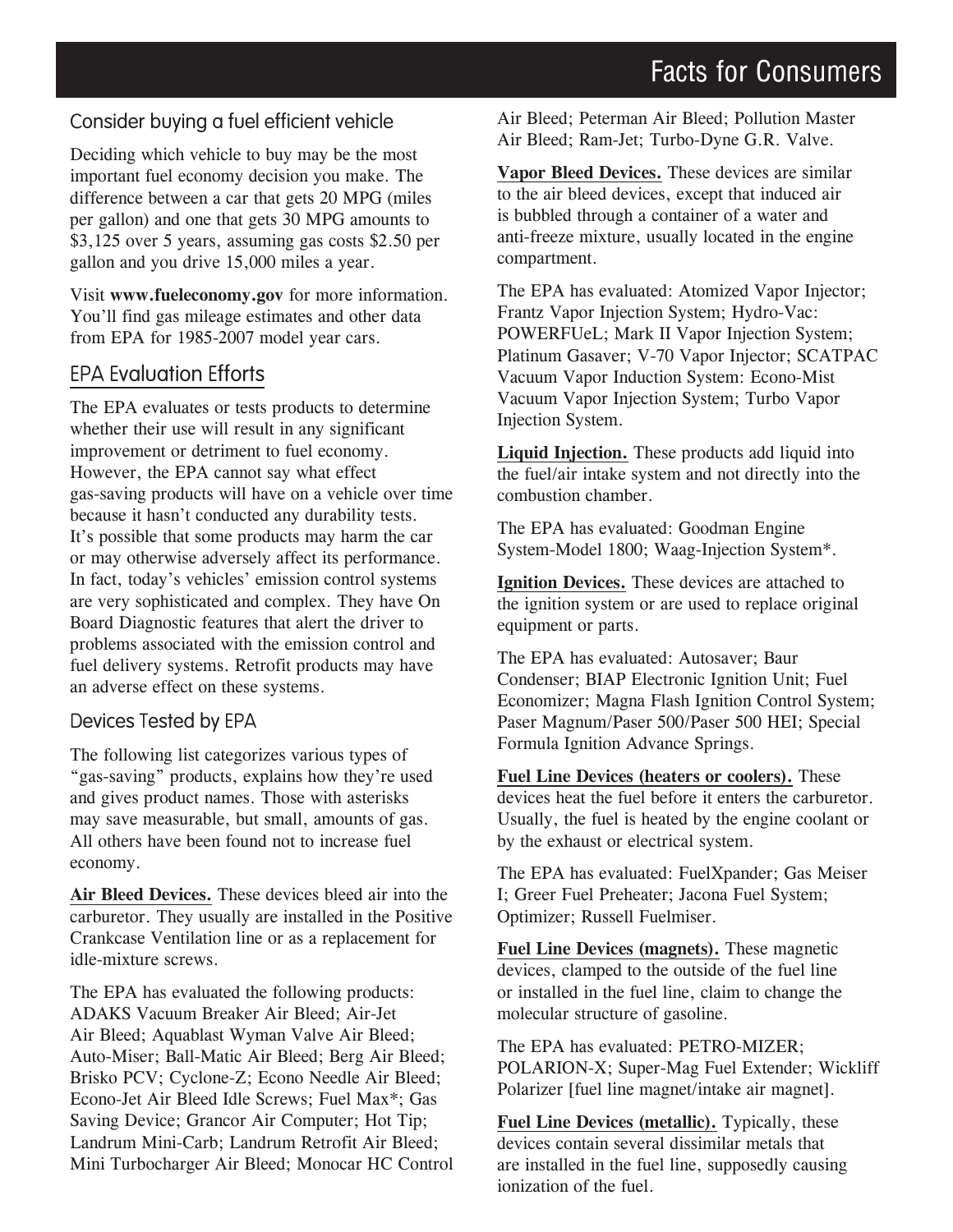## Consider buying a fuel efficient vehicle

Deciding which vehicle to buy may be the most important fuel economy decision you make. The difference between a car that gets 20 MPG (miles per gallon) and one that gets 30 MPG amounts to $3,125 over 5 years, assuming gas costs $2.50 per gallon and you drive 15,000 miles a year.

Visit **www.fueleconomy.gov** for more information. You'll find gas mileage estimates and other data from EPA for 1985-2007 model year cars.

## EPA Evaluation Efforts

The EPA evaluates or tests products to determine whether their use will result in any significant improvement or detriment to fuel economy. However, the EPA cannot say what effect gas-saving products will have on a vehicle over time because it hasn't conducted any durability tests. It's possible that some products may harm the car or may otherwise adversely affect its performance. In fact, today's vehicles' emission control systems are very sophisticated and complex. They have On Board Diagnostic features that alert the driver to problems associated with the emission control and fuel delivery systems. Retrofit products may have an adverse effect on these systems.

### Devices Tested by EPA

The following list categorizes various types of "gas-saving" products, explains how they're used and gives product names. Those with asterisks may save measurable, but small, amounts of gas. All others have been found not to increase fuel economy.

**Air Bleed Devices.** These devices bleed air into the carburetor. They usually are installed in the Positive Crankcase Ventilation line or as a replacement for idle-mixture screws.

The EPA has evaluated the following products: ADAKS Vacuum Breaker Air Bleed; Air-Jet Air Bleed; Aquablast Wyman Valve Air Bleed; Auto-Miser; Ball-Matic Air Bleed; Berg Air Bleed; Brisko PCV; Cyclone-Z; Econo Needle Air Bleed; Econo-Jet Air Bleed Idle Screws; Fuel Max*; Gas Saving Device; Grancor Air Computer; Hot Tip; Landrum Mini-Carb; Landrum Retrofit Air Bleed; Mini Turbocharger Air Bleed; Monocar HC Control Air Bleed; Peterman Air Bleed; Pollution Master Air Bleed; Ram-Jet; Turbo-Dyne G.R. Valve.

**Vapor Bleed Devices.** These devices are similar to the air bleed devices, except that induced air is bubbled through a container of a water and anti-freeze mixture, usually located in the engine compartment.

The EPA has evaluated: Atomized Vapor Injector; Frantz Vapor Injection System; Hydro-Vac: POWERFUeL; Mark II Vapor Injection System; Platinum Gasaver; V-70 Vapor Injector; SCATPAC Vacuum Vapor Induction System: Econo-Mist Vacuum Vapor Injection System; Turbo Vapor Injection System.

**Liquid Injection.** These products add liquid into the fuel/air intake system and not directly into the combustion chamber.

The EPA has evaluated: Goodman Engine System-Model 1800; Waag-Injection System*.

**Ignition Devices.** These devices are attached to the ignition system or are used to replace original equipment or parts.

The EPA has evaluated: Autosaver; Baur Condenser; BIAP Electronic Ignition Unit; Fuel Economizer; Magna Flash Ignition Control System; Paser Magnum/Paser 500/Paser 500 HEI; Special Formula Ignition Advance Springs.

**Fuel Line Devices (heaters or coolers).** These devices heat the fuel before it enters the carburetor. Usually, the fuel is heated by the engine coolant or by the exhaust or electrical system.

The EPA has evaluated: FuelXpander; Gas Meiser I; Greer Fuel Preheater; Jacona Fuel System; Optimizer; Russell Fuelmiser.

**Fuel Line Devices (magnets).** These magnetic devices, clamped to the outside of the fuel line or installed in the fuel line, claim to change the molecular structure of gasoline.

The EPA has evaluated: PETRO-MIZER; POLARION-X; Super-Mag Fuel Extender; Wickliff Polarizer [fuel line magnet/intake air magnet].

**Fuel Line Devices (metallic).** Typically, these devices contain several dissimilar metals that are installed in the fuel line, supposedly causing ionization of the fuel.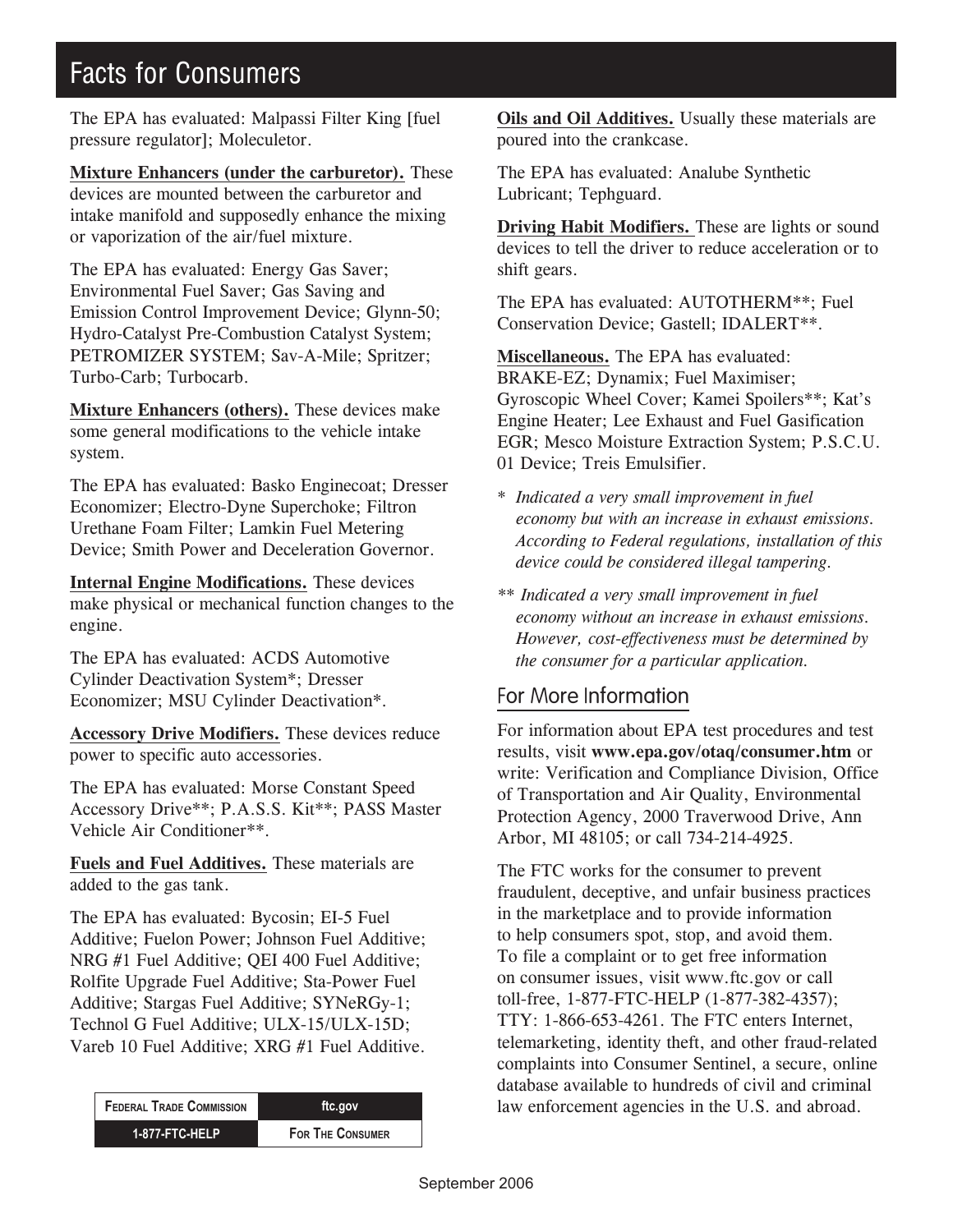## Facts for Consumers

The EPA has evaluated: Malpassi Filter King [fuel pressure regulator]; Moleculetor.

**Mixture Enhancers (under the carburetor).** These devices are mounted between the carburetor and intake manifold and supposedly enhance the mixing or vaporization of the air/fuel mixture.

The EPA has evaluated: Energy Gas Saver; Environmental Fuel Saver; Gas Saving and Emission Control Improvement Device; Glynn-50; Hydro-Catalyst Pre-Combustion Catalyst System; PETROMIZER SYSTEM; Sav-A-Mile; Spritzer; Turbo-Carb; Turbocarb.

**Mixture Enhancers (others).** These devices make some general modifications to the vehicle intake system.

The EPA has evaluated: Basko Enginecoat; Dresser Economizer; Electro-Dyne Superchoke; Filtron Urethane Foam Filter; Lamkin Fuel Metering Device; Smith Power and Deceleration Governor.

**Internal Engine Modifications.** These devices make physical or mechanical function changes to the engine.

The EPA has evaluated: ACDS Automotive Cylinder Deactivation System*; Dresser Economizer; MSU Cylinder Deactivation*.

**Accessory Drive Modifiers.** These devices reduce power to specific auto accessories.

The EPA has evaluated: Morse Constant Speed Accessory Drive**; P.A.S.S. Kit**; PASS Master Vehicle Air Conditioner**.

**Fuels and Fuel Additives.** These materials are added to the gas tank.

The EPA has evaluated: Bycosin; EI-5 Fuel Additive; Fuelon Power; Johnson Fuel Additive; NRG #1 Fuel Additive; QEI 400 Fuel Additive; Rolfite Upgrade Fuel Additive; Sta-Power Fuel Additive; Stargas Fuel Additive; SYNeRGy-1; Technol G Fuel Additive; ULX-15/ULX-15D; Vareb 10 Fuel Additive; XRG #1 Fuel Additive.

**Oils and Oil Additives.** Usually these materials are poured into the crankcase.

The EPA has evaluated: Analube Synthetic Lubricant; Tephguard.

**Driving Habit Modifiers.** These are lights or sound devices to tell the driver to reduce acceleration or to shift gears.

The EPA has evaluated: AUTOTHERM**; Fuel Conservation Device; Gastell; IDALERT**.

**Miscellaneous.** The EPA has evaluated: BRAKE-EZ; Dynamix; Fuel Maximiser; Gyroscopic Wheel Cover; Kamei Spoilers**; Kat's Engine Heater; Lee Exhaust and Fuel Gasification EGR; Mesco Moisture Extraction System; P.S.C.U. 01 Device; Treis Emulsifier.

\* *Indicated a very small improvement in fuel economy but with an increase in exhaust emissions. According to Federal regulations, installation of this device could be considered illegal tampering.*

\*\* *Indicated a very small improvement in fuel economy without an increase in exhaust emissions. However, cost-effectiveness must be determined by the consumer for a particular application.*

### For More Information

For information about EPA test procedures and test results, visit **www.epa.gov/otaq/consumer.htm** or write: Verification and Compliance Division, Office of Transportation and Air Quality, Environmental Protection Agency, 2000 Traverwood Drive, Ann Arbor, MI 48105; or call 734-214-4925.

The FTC works for the consumer to prevent fraudulent, deceptive, and unfair business practices in the marketplace and to provide information to help consumers spot, stop, and avoid them. To file a complaint or to get free information on consumer issues, visit www.ftc.gov or call toll-free, 1-877-FTC-HELP (1-877-382-4357); TTY: 1-866-653-4261. The FTC enters Internet, telemarketing, identity theft, and other fraud-related complaints into Consumer Sentinel, a secure, online database available to hundreds of civil and criminal law enforcement agencies in the U.S. and abroad.

| | |
|---|---|
| FEDERAL TRADE COMMISSION | ftc.gov |
| 1-877-FTC-HELP | FOR THE CONSUMER |

September 2006